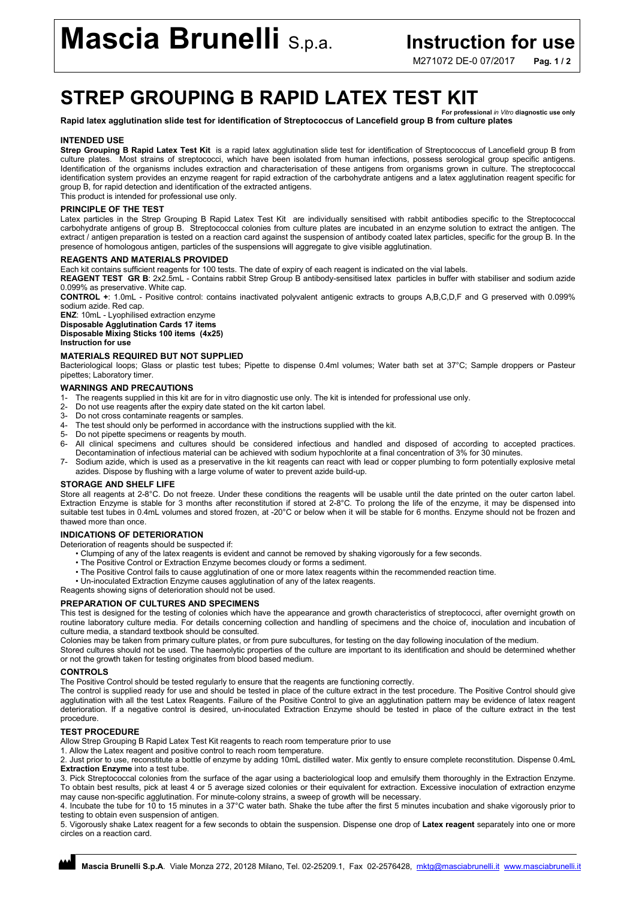# STREP GROUPING B RAPID LATEX TEST KIT

For professional *in Vitro* diagnostic use only

**Rapid latex agglutination slide test for identification of Streptococcus of Lancefield group B from culture plates**

## INTENDED USE

**Strep Grouping B Rapid Latex Test Kit** is a rapid latex agglutination slide test for identification of Streptococcus of Lancefield group B from culture plates. Most strains of streptococci, which have been isolated from human infections, possess serological group specific antigens. Identification of the organisms includes extraction and characterisation of these antigens from organisms grown in culture. The streptococcal identification system provides an enzyme reagent for rapid extraction of the carbohydrate antigens and a latex agglutination reagent specific for group B, for rapid detection and identification of the extracted antigens.

This product is intended for professional use only.

## PRINCIPLE OF THE TEST

Latex particles in the Strep Grouping B Rapid Latex Test Kit are individually sensitised with rabbit antibodies specific to the Streptococcal carbohydrate antigens of group B. Streptococcal colonies from culture plates are incubated in an enzyme solution to extract the antigen. The extract / antigen preparation is tested on a reaction card against the suspension of antibody coated latex particles, specific for the group B. In the presence of homologous antigen, particles of the suspensions will aggregate to give visible agglutination.

## REAGENTS AND MATERIALS PROVIDED

Each kit contains sufficient reagents for 100 tests. The date of expiry of each reagent is indicated on the vial labels.

**REAGENT TEST GR B**: 2x2.5mL - Contains rabbit Strep Group B antibody-sensitised latex particles in buffer with stabiliser and sodium azide 0.099% as preservative. White cap.

**CONTROL +**: 1.0mL - Positive control: contains inactivated polyvalent antigenic extracts to groups A,B,C,D,F and G preserved with 0.099% sodium azide. Red cap.

**ENZ**: 10mL - Lyophilised extraction enzyme

**Disposable Agglutination Cards 17 items**

**Disposable Mixing Sticks 100 items (4x25)**

**Instruction for use**

## MATERIALS REQUIRED BUT NOT SUPPLIED

Bacteriological loops; Glass or plastic test tubes; Pipette to dispense 0.4ml volumes; Water bath set at 37°C; Sample droppers or Pasteur pipettes; Laboratory timer.

## WARNINGS AND PRECAUTIONS

1- The reagents supplied in this kit are for in vitro diagnostic use only. The kit is intended for professional use only.
2- Do not use reagents after the expiry date stated on the kit carton label.
3- Do not cross contaminate reagents or samples.
4- The test should only be performed in accordance with the instructions supplied with the kit.
5- Do not pipette specimens or reagents by mouth.
6- All clinical specimens and cultures should be considered infectious and handled and disposed of according to accepted practices. Decontamination of infectious material can be achieved with sodium hypochlorite at a final concentration of 3% for 30 minutes.
7- Sodium azide, which is used as a preservative in the kit reagents can react with lead or copper plumbing to form potentially explosive metal azides. Dispose by flushing with a large volume of water to prevent azide build-up.

## STORAGE AND SHELF LIFE

Store all reagents at 2-8°C. Do not freeze. Under these conditions the reagents will be usable until the date printed on the outer carton label. Extraction Enzyme is stable for 3 months after reconstitution if stored at 2-8°C. To prolong the life of the enzyme, it may be dispensed into suitable test tubes in 0.4mL volumes and stored frozen, at -20°C or below when it will be stable for 6 months. Enzyme should not be frozen and thawed more than once.

## INDICATIONS OF DETERIORATION

Deterioration of reagents should be suspected if:

- Clumping of any of the latex reagents is evident and cannot be removed by shaking vigorously for a few seconds.
- The Positive Control or Extraction Enzyme becomes cloudy or forms a sediment.
- The Positive Control fails to cause agglutination of one or more latex reagents within the recommended reaction time.
- Un-inoculated Extraction Enzyme causes agglutination of any of the latex reagents.

Reagents showing signs of deterioration should not be used.

## PREPARATION OF CULTURES AND SPECIMENS

This test is designed for the testing of colonies which have the appearance and growth characteristics of streptococci, after overnight growth on routine laboratory culture media. For details concerning collection and handling of specimens and the choice of, inoculation and incubation of culture media, a standard textbook should be consulted.

Colonies may be taken from primary culture plates, or from pure subcultures, for testing on the day following inoculation of the medium.

Stored cultures should not be used. The haemolytic properties of the culture are important to its identification and should be determined whether or not the growth taken for testing originates from blood based medium.

## CONTROLS

The Positive Control should be tested regularly to ensure that the reagents are functioning correctly.

The control is supplied ready for use and should be tested in place of the culture extract in the test procedure. The Positive Control should give agglutination with all the test Latex Reagents. Failure of the Positive Control to give an agglutination pattern may be evidence of latex reagent deterioration. If a negative control is desired, un-inoculated Extraction Enzyme should be tested in place of the culture extract in the test procedure.

## TEST PROCEDURE

Allow Strep Grouping B Rapid Latex Test Kit reagents to reach room temperature prior to use

1. Allow the Latex reagent and positive control to reach room temperature.
2. Just prior to use, reconstitute a bottle of enzyme by adding 10mL distilled water. Mix gently to ensure complete reconstitution. Dispense 0.4mL **Extraction Enzyme** into a test tube.
3. Pick Streptococcal colonies from the surface of the agar using a bacteriological loop and emulsify them thoroughly in the Extraction Enzyme. To obtain best results, pick at least 4 or 5 average sized colonies or their equivalent for extraction. Excessive inoculation of extraction enzyme may cause non-specific agglutination. For minute-colony strains, a sweep of growth will be necessary.
4. Incubate the tube for 10 to 15 minutes in a 37°C water bath. Shake the tube after the first 5 minutes incubation and shake vigorously prior to testing to obtain even suspension of antigen.
5. Vigorously shake Latex reagent for a few seconds to obtain the suspension. Dispense one drop of **Latex reagent** separately into one or more circles on a reaction card.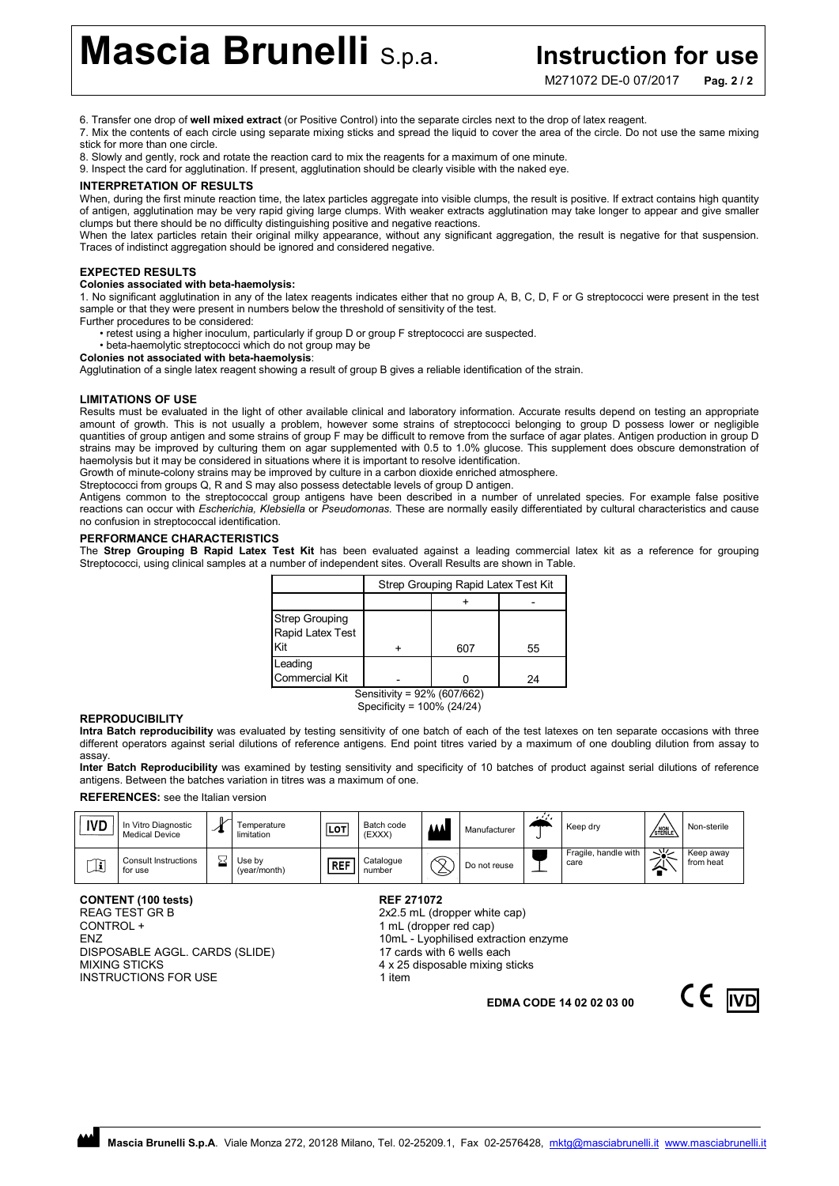6. Transfer one drop of **well mixed extract** (or Positive Control) into the separate circles next to the drop of latex reagent.

7. Mix the contents of each circle using separate mixing sticks and spread the liquid to cover the area of the circle. Do not use the same mixing stick for more than one circle.

8. Slowly and gently, rock and rotate the reaction card to mix the reagents for a maximum of one minute.

9. Inspect the card for agglutination. If present, agglutination should be clearly visible with the naked eye.

## INTERPRETATION OF RESULTS

When, during the first minute reaction time, the latex particles aggregate into visible clumps, the result is positive. If extract contains high quantity of antigen, agglutination may be very rapid giving large clumps. With weaker extracts agglutination may take longer to appear and give smaller clumps but there should be no difficulty distinguishing positive and negative reactions.

When the latex particles retain their original milky appearance, without any significant aggregation, the result is negative for that suspension. Traces of indistinct aggregation should be ignored and considered negative.

## EXPECTED RESULTS

**Colonies associated with beta-haemolysis:**

1. No significant agglutination in any of the latex reagents indicates either that no group A, B, C, D, F or G streptococci were present in the test sample or that they were present in numbers below the threshold of sensitivity of the test.

Further procedures to be considered:

- retest using a higher inoculum, particularly if group D or group F streptococci are suspected.
- beta-haemolytic streptococci which do not group may be

**Colonies not associated with beta-haemolysis**:

Agglutination of a single latex reagent showing a result of group B gives a reliable identification of the strain.

## LIMITATIONS OF USE

Results must be evaluated in the light of other available clinical and laboratory information. Accurate results depend on testing an appropriate amount of growth. This is not usually a problem, however some strains of streptococci belonging to group D possess lower or negligible quantities of group antigen and some strains of group F may be difficult to remove from the surface of agar plates. Antigen production in group D strains may be improved by culturing them on agar supplemented with 0.5 to 1.0% glucose. This supplement does obscure demonstration of haemolysis but it may be considered in situations where it is important to resolve identification.

Growth of minute-colony strains may be improved by culture in a carbon dioxide enriched atmosphere.

Streptococci from groups Q, R and S may also possess detectable levels of group D antigen.

Antigens common to the streptococcal group antigens have been described in a number of unrelated species. For example false positive reactions can occur with *Escherichia, Klebsiella* or *Pseudomonas.* These are normally easily differentiated by cultural characteristics and cause no confusion in streptococcal identification.

## PERFORMANCE CHARACTERISTICS

The **Strep Grouping B Rapid Latex Test Kit** has been evaluated against a leading commercial latex kit as a reference for grouping Streptococci, using clinical samples at a number of independent sites. Overall Results are shown in Table.

| | | Strep Grouping Rapid Latex Test Kit | |
|---|---|---|---|
| | | + | - |
| Strep Grouping Rapid Latex Test Kit | + | 607 | 55 |
| Leading Commercial Kit | - | 0 | 24 |

Sensitivity = 92% (607/662)
Specificity = 100% (24/24)

## REPRODUCIBILITY

**Intra Batch reproducibility** was evaluated by testing sensitivity of one batch of each of the test latexes on ten separate occasions with three different operators against serial dilutions of reference antigens. End point titres varied by a maximum of one doubling dilution from assay to assay.

**Inter Batch Reproducibility** was examined by testing sensitivity and specificity of 10 batches of product against serial dilutions of reference antigens. Between the batches variation in titres was a maximum of one.

**REFERENCES:** see the Italian version

| | | | | | | | | | | | | | |
|---|---|---|---|---|---|---|---|---|---|---|---|---|---|
| IVD | In Vitro Diagnostic Medical Device | | Temperature limitation | LOT | Batch code (EXXX) | | Manufacturer | | Keep dry | NON STERILE | Non-sterile |
| | Consult Instructions for use | | Use by (year/month) | REF | Catalogue number | | Do not reuse | | Fragile, handle with care | | Keep away from heat |

**CONTENT (100 tests)** | **REF 271072**

| | |
|---|---|
| REAG TEST GR B | 2x2.5 mL (dropper white cap) |
| CONTROL + | 1 mL (dropper red cap) |
| ENZ | 10mL - Lyophilised extraction enzyme |
| DISPOSABLE AGGL. CARDS (SLIDE) | 17 cards with 6 wells each |
| MIXING STICKS | 4 x 25 disposable mixing sticks |
| INSTRUCTIONS FOR USE | 1 item |

**EDMA CODE 14 02 02 03 00**

CE IVD